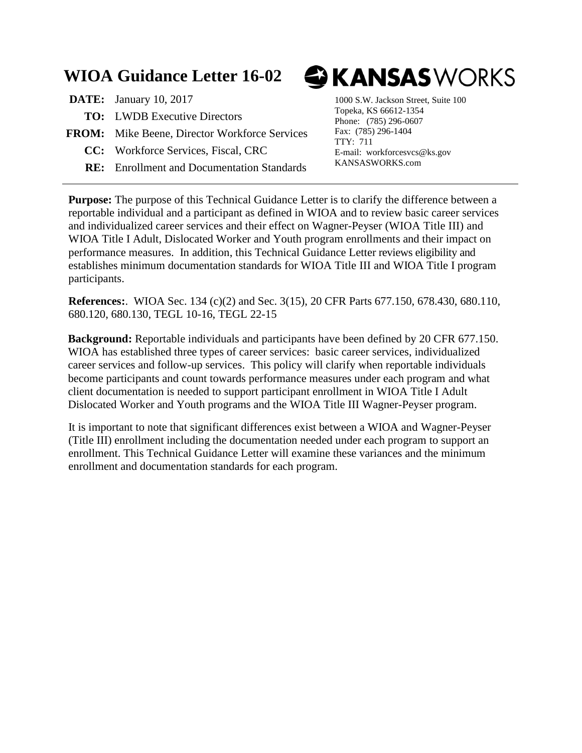# WIOA Guidance Letter 16-02

**KANSASWORKS**

**DATE:** January 10, 2017

**TO:** LWDB Executive Directors

**FROM:** Mike Beene, Director Workforce Services

**CC:** Workforce Services, Fiscal, CRC

**RE:** Enrollment and Documentation Standards

1000 S.W. Jackson Street, Suite 100
Topeka, KS 66612-1354
Phone: (785) 296-0607
Fax: (785) 296-1404
TTY: 711
E-mail: workforcesvcs@ks.gov
KANSASWORKS.com

---

**Purpose:** The purpose of this Technical Guidance Letter is to clarify the difference between a reportable individual and a participant as defined in WIOA and to review basic career services and individualized career services and their effect on Wagner-Peyser (WIOA Title III) and WIOA Title I Adult, Dislocated Worker and Youth program enrollments and their impact on performance measures. In addition, this Technical Guidance Letter reviews eligibility and establishes minimum documentation standards for WIOA Title III and WIOA Title I program participants.

**References:**. WIOA Sec. 134 (c)(2) and Sec. 3(15), 20 CFR Parts 677.150, 678.430, 680.110, 680.120, 680.130, TEGL 10-16, TEGL 22-15

**Background:** Reportable individuals and participants have been defined by 20 CFR 677.150. WIOA has established three types of career services: basic career services, individualized career services and follow-up services. This policy will clarify when reportable individuals become participants and count towards performance measures under each program and what client documentation is needed to support participant enrollment in WIOA Title I Adult Dislocated Worker and Youth programs and the WIOA Title III Wagner-Peyser program.

It is important to note that significant differences exist between a WIOA and Wagner-Peyser (Title III) enrollment including the documentation needed under each program to support an enrollment. This Technical Guidance Letter will examine these variances and the minimum enrollment and documentation standards for each program.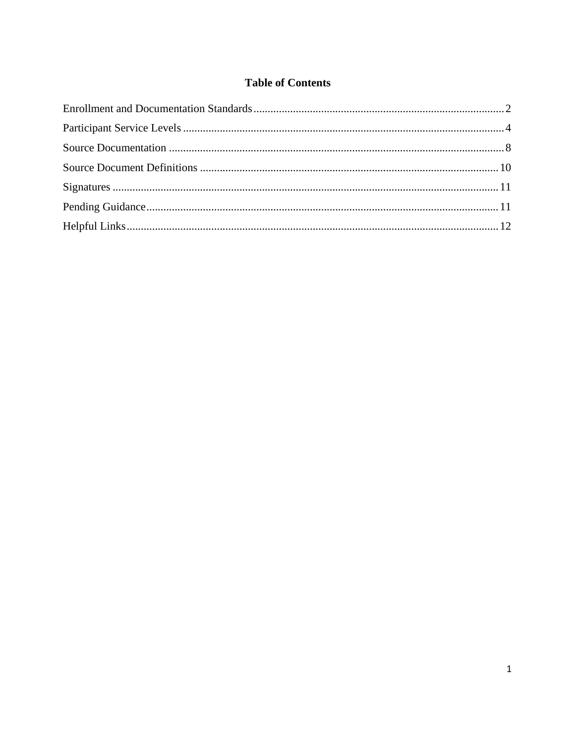## Table of Contents

Enrollment and Documentation Standards ........................................ 2
Participant Service Levels ........................................ 4
Source Documentation ........................................ 8
Source Document Definitions ........................................ 10
Signatures ........................................ 11
Pending Guidance ........................................ 11
Helpful Links ........................................ 12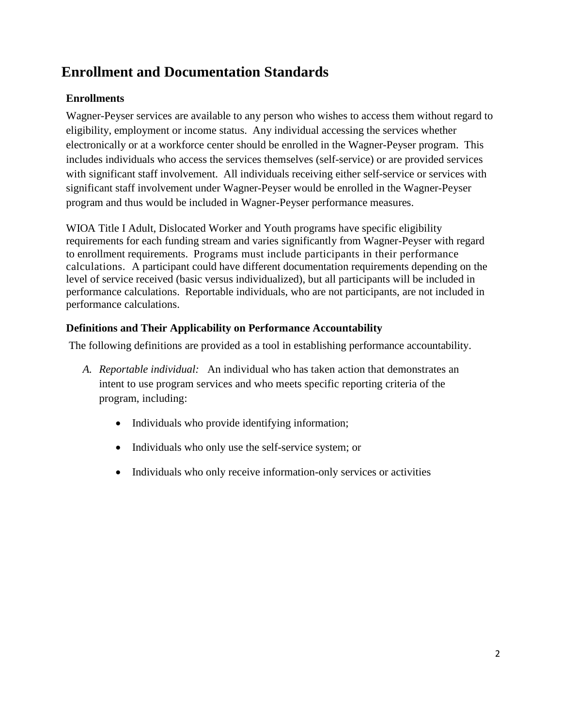# Enrollment and Documentation Standards

### Enrollments

Wagner-Peyser services are available to any person who wishes to access them without regard to eligibility, employment or income status. Any individual accessing the services whether electronically or at a workforce center should be enrolled in the Wagner-Peyser program. This includes individuals who access the services themselves (self-service) or are provided services with significant staff involvement. All individuals receiving either self-service or services with significant staff involvement under Wagner-Peyser would be enrolled in the Wagner-Peyser program and thus would be included in Wagner-Peyser performance measures.

WIOA Title I Adult, Dislocated Worker and Youth programs have specific eligibility requirements for each funding stream and varies significantly from Wagner-Peyser with regard to enrollment requirements. Programs must include participants in their performance calculations. A participant could have different documentation requirements depending on the level of service received (basic versus individualized), but all participants will be included in performance calculations. Reportable individuals, who are not participants, are not included in performance calculations.

### Definitions and Their Applicability on Performance Accountability

The following definitions are provided as a tool in establishing performance accountability.

A. *Reportable individual:* An individual who has taken action that demonstrates an intent to use program services and who meets specific reporting criteria of the program, including:

   - Individuals who provide identifying information;
   - Individuals who only use the self-service system; or
   - Individuals who only receive information-only services or activities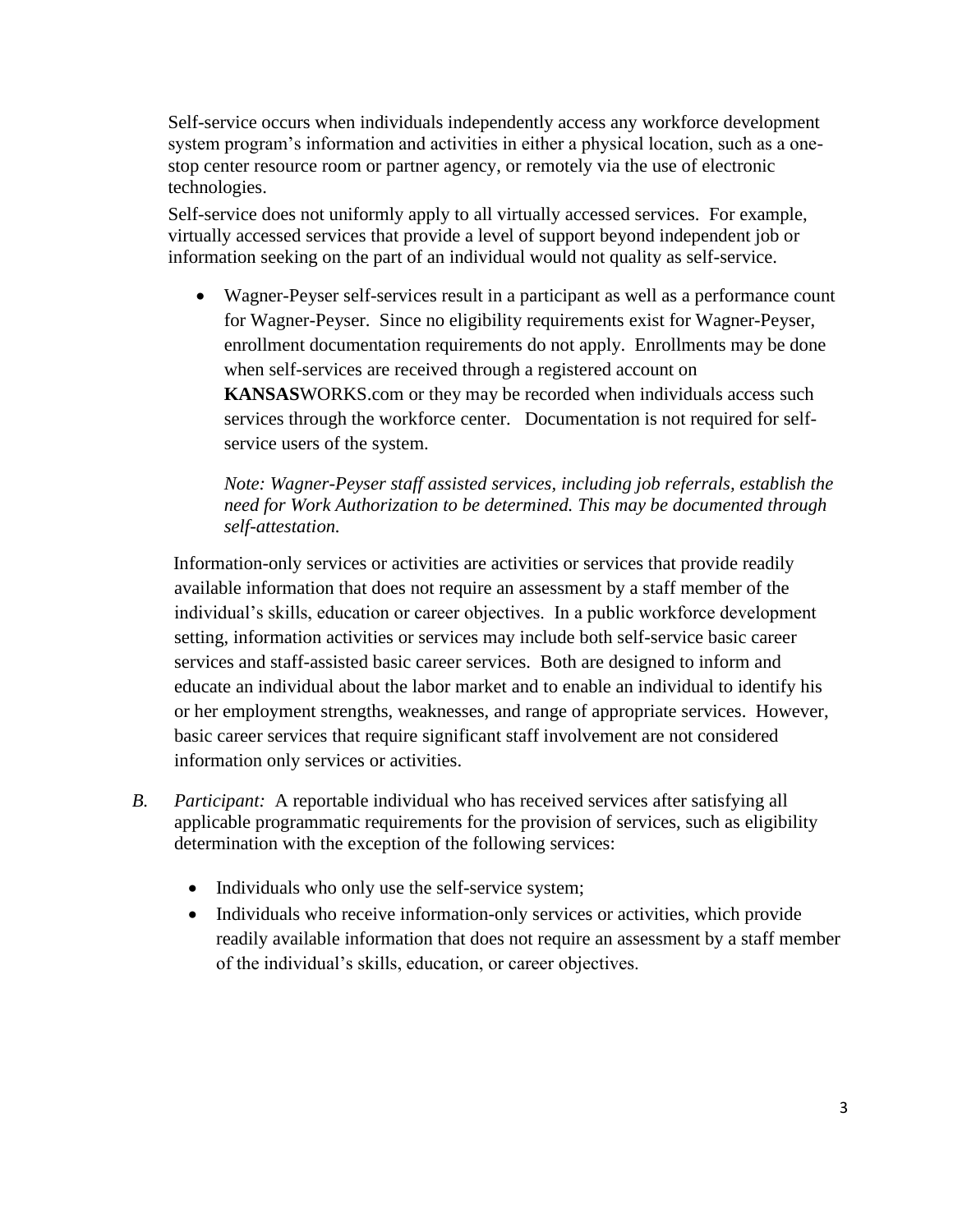Self-service occurs when individuals independently access any workforce development system program's information and activities in either a physical location, such as a one-stop center resource room or partner agency, or remotely via the use of electronic technologies.

Self-service does not uniformly apply to all virtually accessed services. For example, virtually accessed services that provide a level of support beyond independent job or information seeking on the part of an individual would not quality as self-service.

- Wagner-Peyser self-services result in a participant as well as a performance count for Wagner-Peyser. Since no eligibility requirements exist for Wagner-Peyser, enrollment documentation requirements do not apply. Enrollments may be done when self-services are received through a registered account on **KANSAS**WORKS.com or they may be recorded when individuals access such services through the workforce center. Documentation is not required for self-service users of the system.

  *Note: Wagner-Peyser staff assisted services, including job referrals, establish the need for Work Authorization to be determined. This may be documented through self-attestation.*

Information-only services or activities are activities or services that provide readily available information that does not require an assessment by a staff member of the individual's skills, education or career objectives. In a public workforce development setting, information activities or services may include both self-service basic career services and staff-assisted basic career services. Both are designed to inform and educate an individual about the labor market and to enable an individual to identify his or her employment strengths, weaknesses, and range of appropriate services. However, basic career services that require significant staff involvement are not considered information only services or activities.

*B. Participant:* A reportable individual who has received services after satisfying all applicable programmatic requirements for the provision of services, such as eligibility determination with the exception of the following services:

- Individuals who only use the self-service system;
- Individuals who receive information-only services or activities, which provide readily available information that does not require an assessment by a staff member of the individual's skills, education, or career objectives.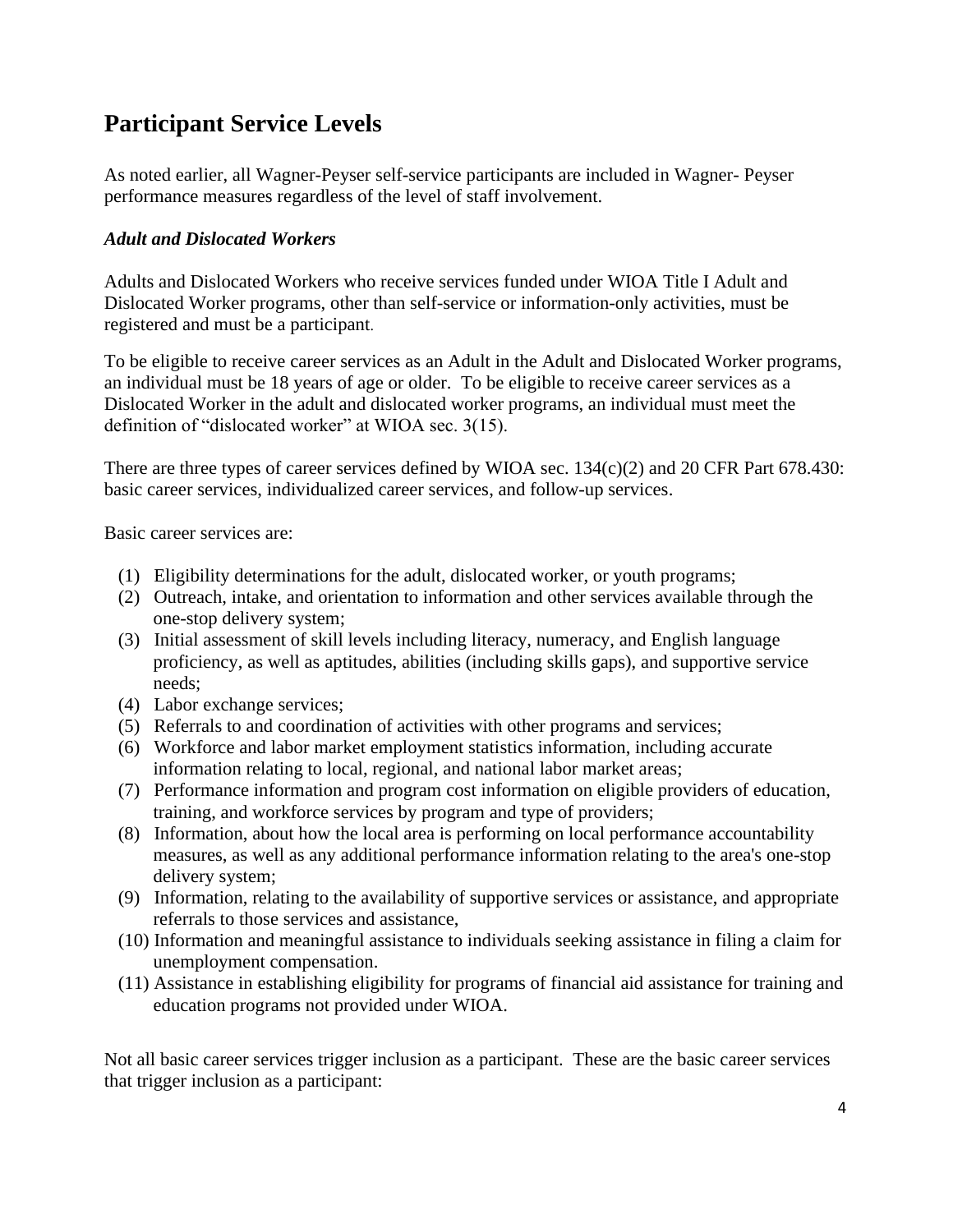## Participant Service Levels

As noted earlier, all Wagner-Peyser self-service participants are included in Wagner- Peyser performance measures regardless of the level of staff involvement.

### *Adult and Dislocated Workers*

Adults and Dislocated Workers who receive services funded under WIOA Title I Adult and Dislocated Worker programs, other than self-service or information-only activities, must be registered and must be a participant.

To be eligible to receive career services as an Adult in the Adult and Dislocated Worker programs, an individual must be 18 years of age or older. To be eligible to receive career services as a Dislocated Worker in the adult and dislocated worker programs, an individual must meet the definition of "dislocated worker" at WIOA sec. 3(15).

There are three types of career services defined by WIOA sec. 134(c)(2) and 20 CFR Part 678.430: basic career services, individualized career services, and follow-up services.

Basic career services are:

(1) Eligibility determinations for the adult, dislocated worker, or youth programs;
(2) Outreach, intake, and orientation to information and other services available through the one-stop delivery system;
(3) Initial assessment of skill levels including literacy, numeracy, and English language proficiency, as well as aptitudes, abilities (including skills gaps), and supportive service needs;
(4) Labor exchange services;
(5) Referrals to and coordination of activities with other programs and services;
(6) Workforce and labor market employment statistics information, including accurate information relating to local, regional, and national labor market areas;
(7) Performance information and program cost information on eligible providers of education, training, and workforce services by program and type of providers;
(8) Information, about how the local area is performing on local performance accountability measures, as well as any additional performance information relating to the area's one-stop delivery system;
(9) Information, relating to the availability of supportive services or assistance, and appropriate referrals to those services and assistance,
(10) Information and meaningful assistance to individuals seeking assistance in filing a claim for unemployment compensation.
(11) Assistance in establishing eligibility for programs of financial aid assistance for training and education programs not provided under WIOA.

Not all basic career services trigger inclusion as a participant. These are the basic career services that trigger inclusion as a participant: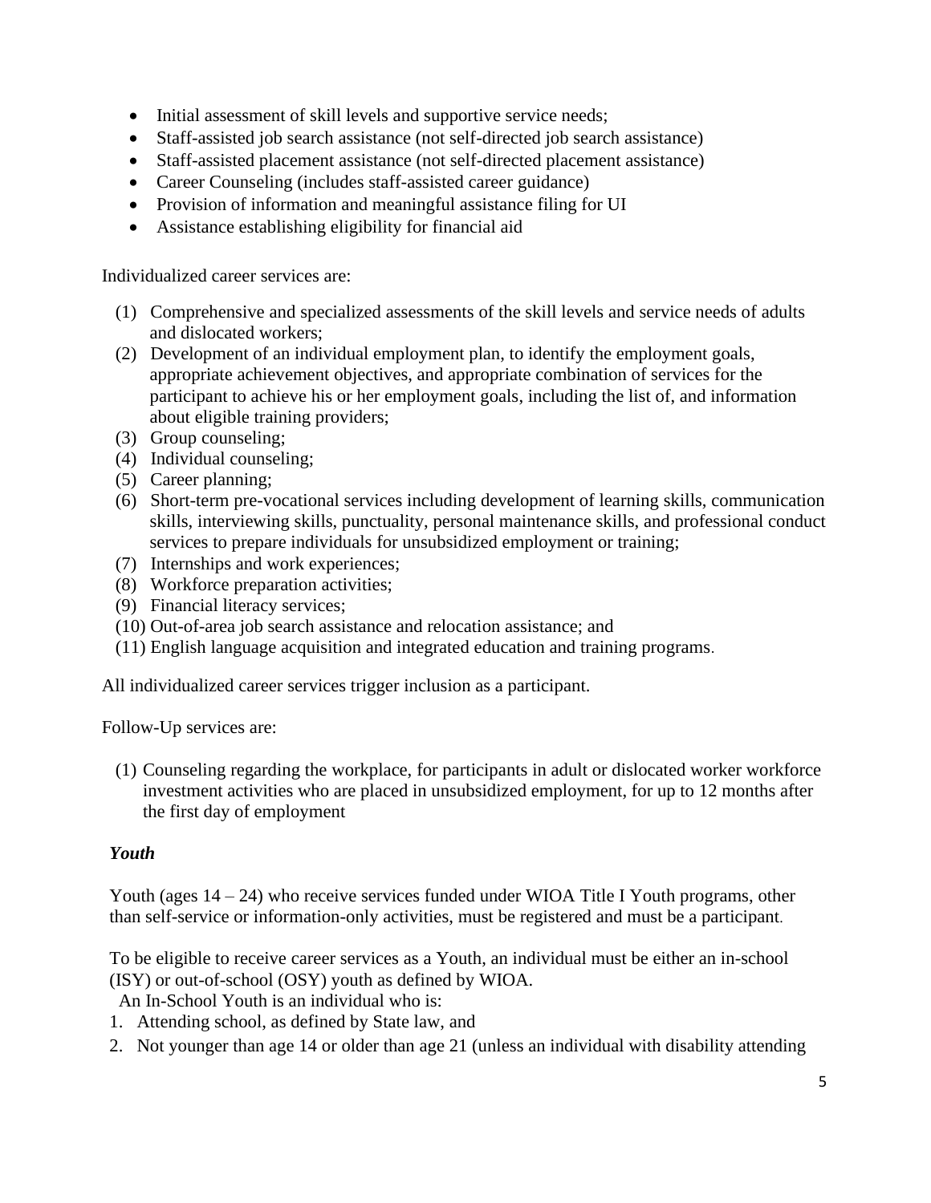- Initial assessment of skill levels and supportive service needs;
- Staff-assisted job search assistance (not self-directed job search assistance)
- Staff-assisted placement assistance (not self-directed placement assistance)
- Career Counseling (includes staff-assisted career guidance)
- Provision of information and meaningful assistance filing for UI
- Assistance establishing eligibility for financial aid

Individualized career services are:

(1) Comprehensive and specialized assessments of the skill levels and service needs of adults and dislocated workers;
(2) Development of an individual employment plan, to identify the employment goals, appropriate achievement objectives, and appropriate combination of services for the participant to achieve his or her employment goals, including the list of, and information about eligible training providers;
(3) Group counseling;
(4) Individual counseling;
(5) Career planning;
(6) Short-term pre-vocational services including development of learning skills, communication skills, interviewing skills, punctuality, personal maintenance skills, and professional conduct services to prepare individuals for unsubsidized employment or training;
(7) Internships and work experiences;
(8) Workforce preparation activities;
(9) Financial literacy services;
(10) Out-of-area job search assistance and relocation assistance; and
(11) English language acquisition and integrated education and training programs.

All individualized career services trigger inclusion as a participant.

Follow-Up services are:

(1) Counseling regarding the workplace, for participants in adult or dislocated worker workforce investment activities who are placed in unsubsidized employment, for up to 12 months after the first day of employment

***Youth***

Youth (ages 14 – 24) who receive services funded under WIOA Title I Youth programs, other than self-service or information-only activities, must be registered and must be a participant.

To be eligible to receive career services as a Youth, an individual must be either an in-school (ISY) or out-of-school (OSY) youth as defined by WIOA.

An In-School Youth is an individual who is:

1. Attending school, as defined by State law, and
2. Not younger than age 14 or older than age 21 (unless an individual with disability attending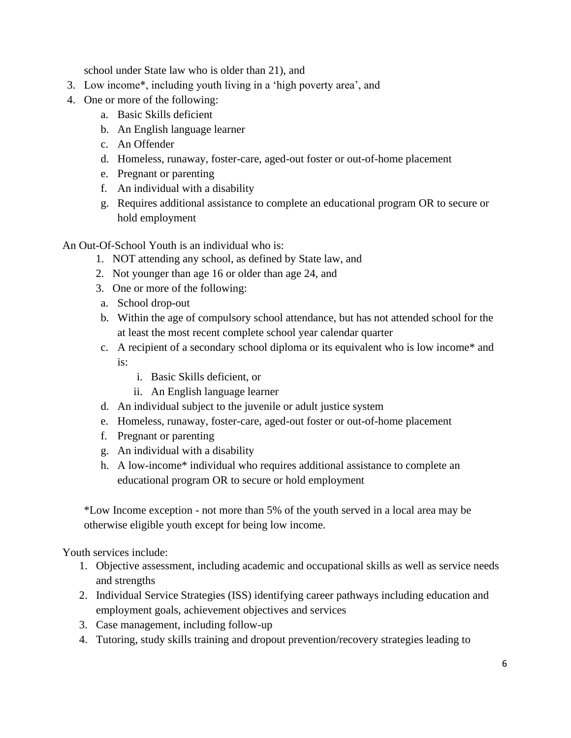school under State law who is older than 21), and

3. Low income*, including youth living in a 'high poverty area', and
4. One or more of the following:
    a. Basic Skills deficient
    b. An English language learner
    c. An Offender
    d. Homeless, runaway, foster-care, aged-out foster or out-of-home placement
    e. Pregnant or parenting
    f. An individual with a disability
    g. Requires additional assistance to complete an educational program OR to secure or hold employment

An Out-Of-School Youth is an individual who is:

1. NOT attending any school, as defined by State law, and
2. Not younger than age 16 or older than age 24, and
3. One or more of the following:
    a. School drop-out
    b. Within the age of compulsory school attendance, but has not attended school for the at least the most recent complete school year calendar quarter
    c. A recipient of a secondary school diploma or its equivalent who is low income* and is:
        i. Basic Skills deficient, or
        ii. An English language learner
    d. An individual subject to the juvenile or adult justice system
    e. Homeless, runaway, foster-care, aged-out foster or out-of-home placement
    f. Pregnant or parenting
    g. An individual with a disability
    h. A low-income* individual who requires additional assistance to complete an educational program OR to secure or hold employment

*Low Income exception - not more than 5% of the youth served in a local area may be otherwise eligible youth except for being low income.

Youth services include:

1. Objective assessment, including academic and occupational skills as well as service needs and strengths
2. Individual Service Strategies (ISS) identifying career pathways including education and employment goals, achievement objectives and services
3. Case management, including follow-up
4. Tutoring, study skills training and dropout prevention/recovery strategies leading to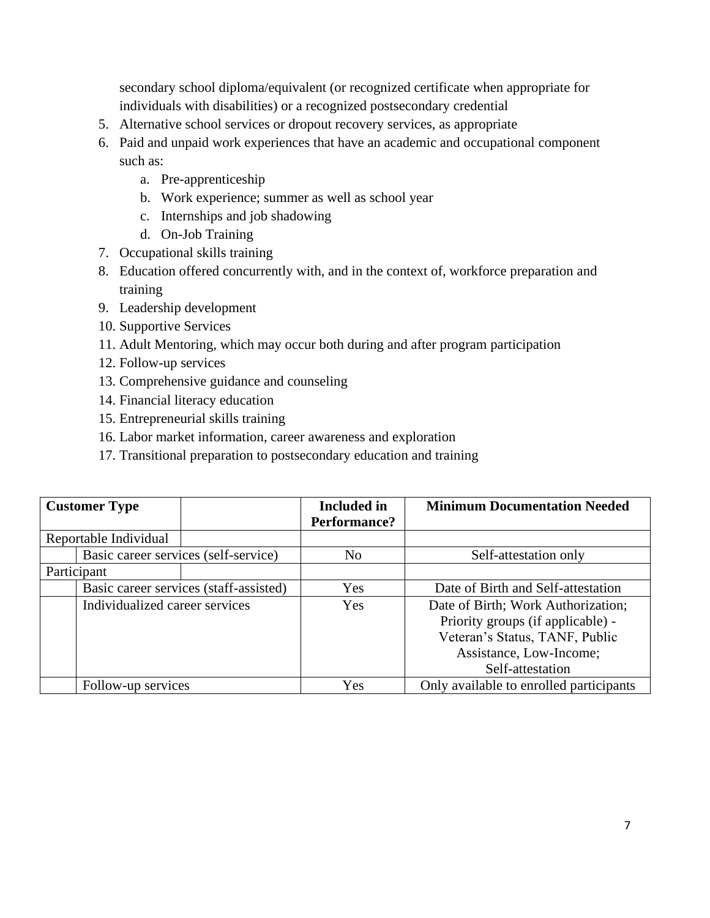secondary school diploma/equivalent (or recognized certificate when appropriate for individuals with disabilities) or a recognized postsecondary credential

5. Alternative school services or dropout recovery services, as appropriate
6. Paid and unpaid work experiences that have an academic and occupational component such as:
   a. Pre-apprenticeship
   b. Work experience; summer as well as school year
   c. Internships and job shadowing
   d. On-Job Training
7. Occupational skills training
8. Education offered concurrently with, and in the context of, workforce preparation and training
9. Leadership development
10. Supportive Services
11. Adult Mentoring, which may occur both during and after program participation
12. Follow-up services
13. Comprehensive guidance and counseling
14. Financial literacy education
15. Entrepreneurial skills training
16. Labor market information, career awareness and exploration
17. Transitional preparation to postsecondary education and training

| **Customer Type** | | **Included in Performance?** | **Minimum Documentation Needed** |
|---|---|---|---|
| Reportable Individual | | | |
| | Basic career services (self-service) | No | Self-attestation only |
| Participant | | | |
| | Basic career services (staff-assisted) | Yes | Date of Birth and Self-attestation |
| | Individualized career services | Yes | Date of Birth; Work Authorization; Priority groups (if applicable) - Veteran's Status, TANF, Public Assistance, Low-Income; Self-attestation |
| | Follow-up services | Yes | Only available to enrolled participants |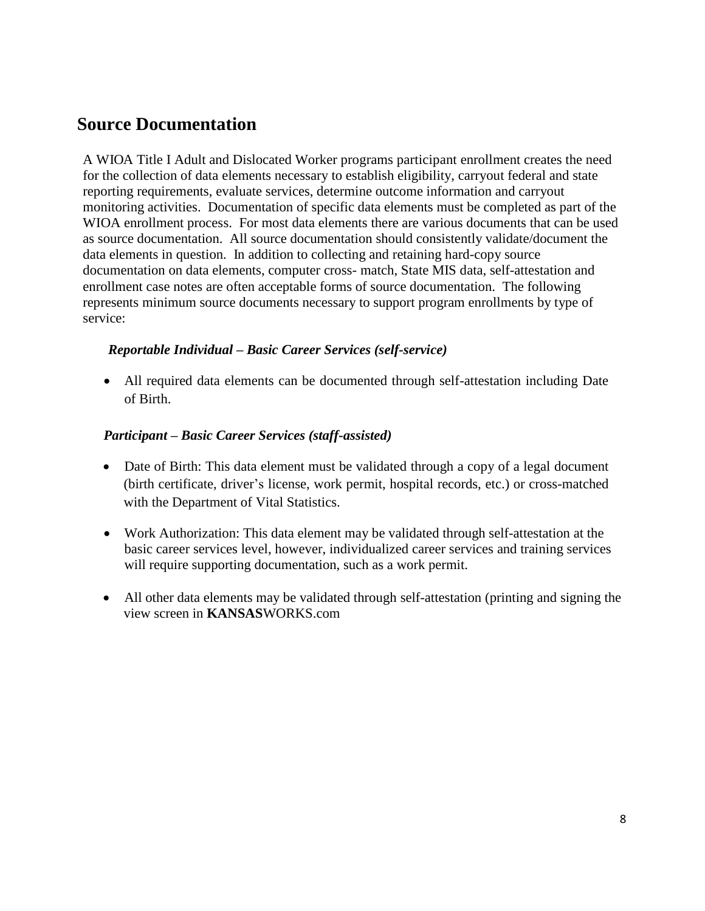# Source Documentation

A WIOA Title I Adult and Dislocated Worker programs participant enrollment creates the need for the collection of data elements necessary to establish eligibility, carryout federal and state reporting requirements, evaluate services, determine outcome information and carryout monitoring activities. Documentation of specific data elements must be completed as part of the WIOA enrollment process. For most data elements there are various documents that can be used as source documentation. All source documentation should consistently validate/document the data elements in question. In addition to collecting and retaining hard-copy source documentation on data elements, computer cross- match, State MIS data, self-attestation and enrollment case notes are often acceptable forms of source documentation. The following represents minimum source documents necessary to support program enrollments by type of service:

***Reportable Individual – Basic Career Services (self-service)***

- All required data elements can be documented through self-attestation including Date of Birth.

***Participant – Basic Career Services (staff-assisted)***

- Date of Birth: This data element must be validated through a copy of a legal document (birth certificate, driver's license, work permit, hospital records, etc.) or cross-matched with the Department of Vital Statistics.

- Work Authorization: This data element may be validated through self-attestation at the basic career services level, however, individualized career services and training services will require supporting documentation, such as a work permit.

- All other data elements may be validated through self-attestation (printing and signing the view screen in **KANSAS**WORKS.com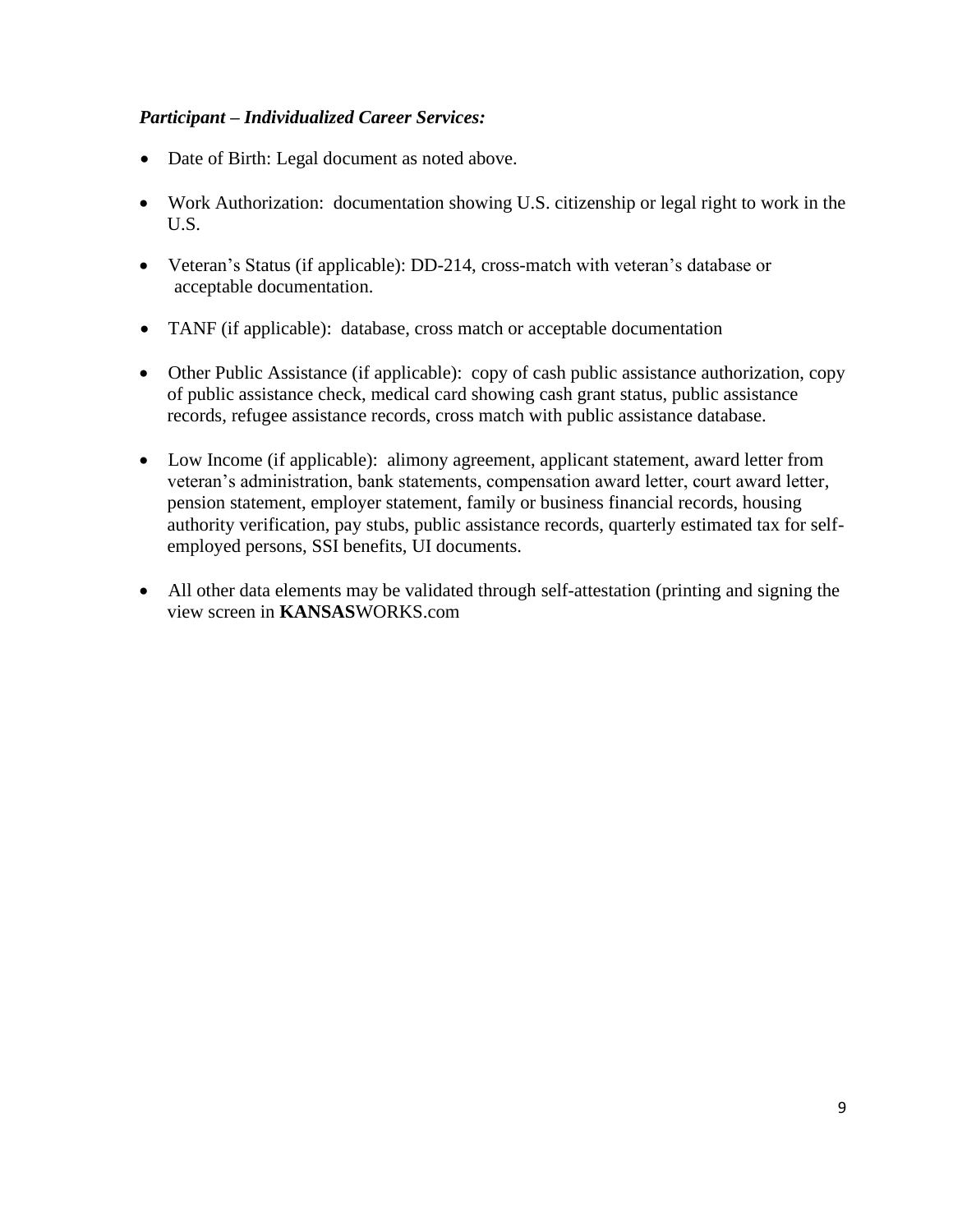***Participant – Individualized Career Services:***

- Date of Birth: Legal document as noted above.
- Work Authorization: documentation showing U.S. citizenship or legal right to work in the U.S.
- Veteran's Status (if applicable): DD-214, cross-match with veteran's database or acceptable documentation.
- TANF (if applicable): database, cross match or acceptable documentation
- Other Public Assistance (if applicable): copy of cash public assistance authorization, copy of public assistance check, medical card showing cash grant status, public assistance records, refugee assistance records, cross match with public assistance database.
- Low Income (if applicable): alimony agreement, applicant statement, award letter from veteran's administration, bank statements, compensation award letter, court award letter, pension statement, employer statement, family or business financial records, housing authority verification, pay stubs, public assistance records, quarterly estimated tax for self-employed persons, SSI benefits, UI documents.
- All other data elements may be validated through self-attestation (printing and signing the view screen in **KANSAS**WORKS.com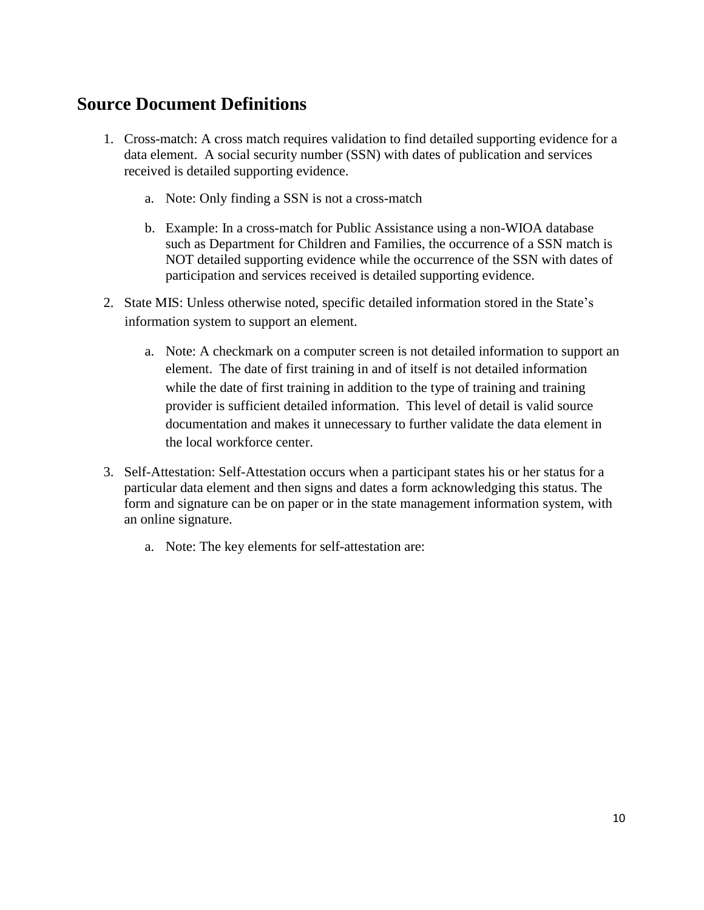## Source Document Definitions

1. Cross-match: A cross match requires validation to find detailed supporting evidence for a data element. A social security number (SSN) with dates of publication and services received is detailed supporting evidence.
    a. Note: Only finding a SSN is not a cross-match
    b. Example: In a cross-match for Public Assistance using a non-WIOA database such as Department for Children and Families, the occurrence of a SSN match is NOT detailed supporting evidence while the occurrence of the SSN with dates of participation and services received is detailed supporting evidence.
2. State MIS: Unless otherwise noted, specific detailed information stored in the State's information system to support an element.
    a. Note: A checkmark on a computer screen is not detailed information to support an element. The date of first training in and of itself is not detailed information while the date of first training in addition to the type of training and training provider is sufficient detailed information. This level of detail is valid source documentation and makes it unnecessary to further validate the data element in the local workforce center.
3. Self-Attestation: Self-Attestation occurs when a participant states his or her status for a particular data element and then signs and dates a form acknowledging this status. The form and signature can be on paper or in the state management information system, with an online signature.
    a. Note: The key elements for self-attestation are: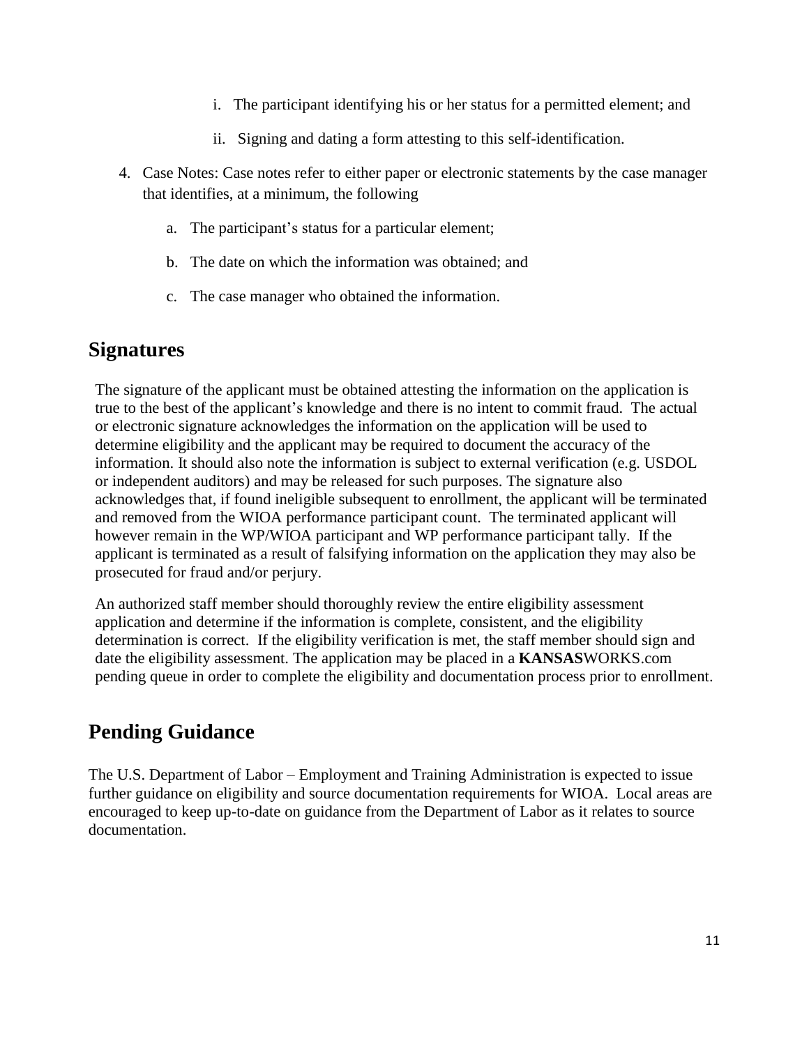i. The participant identifying his or her status for a permitted element; and

   ii. Signing and dating a form attesting to this self-identification.

4. Case Notes: Case notes refer to either paper or electronic statements by the case manager that identifies, at a minimum, the following

   a. The participant's status for a particular element;

   b. The date on which the information was obtained; and

   c. The case manager who obtained the information.

## Signatures

The signature of the applicant must be obtained attesting the information on the application is true to the best of the applicant's knowledge and there is no intent to commit fraud. The actual or electronic signature acknowledges the information on the application will be used to determine eligibility and the applicant may be required to document the accuracy of the information. It should also note the information is subject to external verification (e.g. USDOL or independent auditors) and may be released for such purposes. The signature also acknowledges that, if found ineligible subsequent to enrollment, the applicant will be terminated and removed from the WIOA performance participant count. The terminated applicant will however remain in the WP/WIOA participant and WP performance participant tally. If the applicant is terminated as a result of falsifying information on the application they may also be prosecuted for fraud and/or perjury.

An authorized staff member should thoroughly review the entire eligibility assessment application and determine if the information is complete, consistent, and the eligibility determination is correct. If the eligibility verification is met, the staff member should sign and date the eligibility assessment. The application may be placed in a **KANSAS**WORKS.com pending queue in order to complete the eligibility and documentation process prior to enrollment.

## Pending Guidance

The U.S. Department of Labor – Employment and Training Administration is expected to issue further guidance on eligibility and source documentation requirements for WIOA. Local areas are encouraged to keep up-to-date on guidance from the Department of Labor as it relates to source documentation.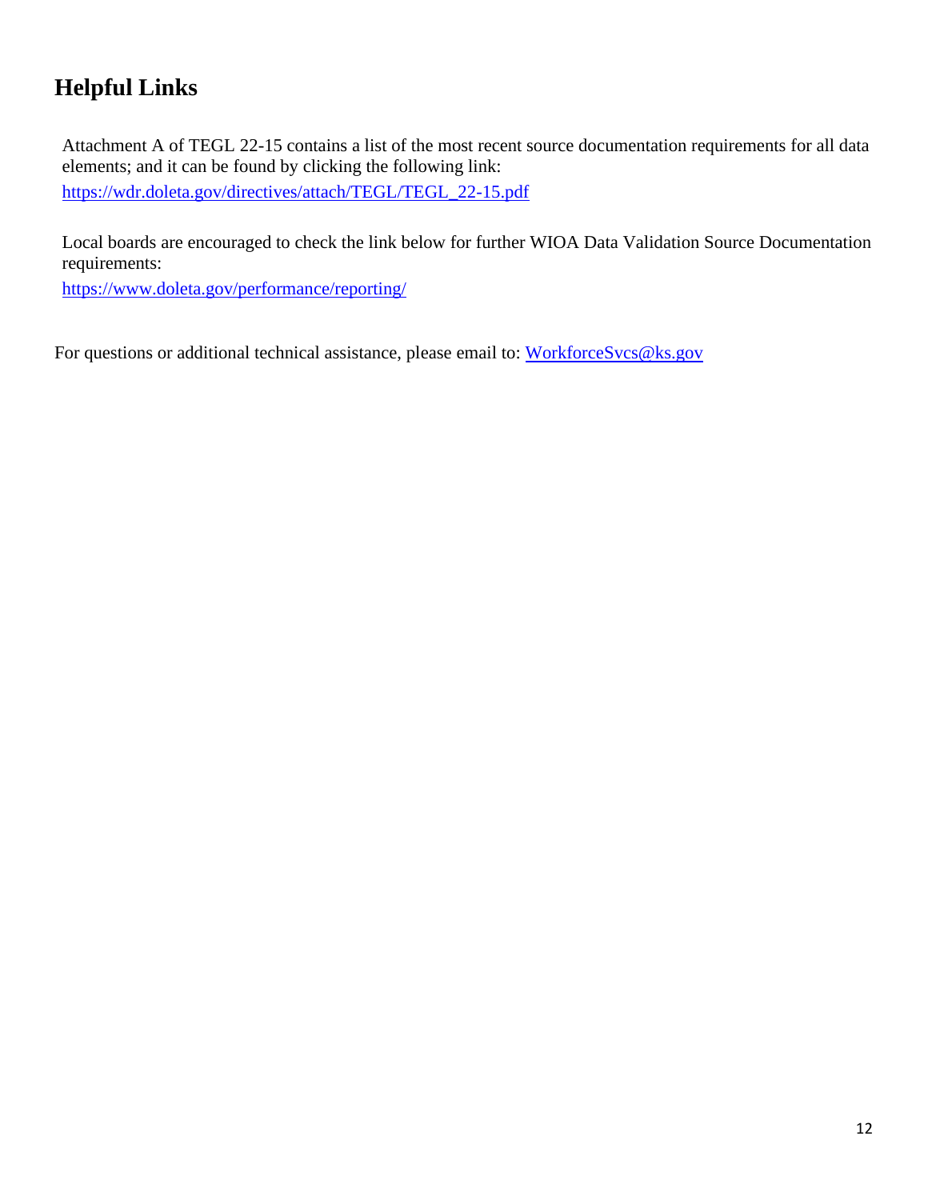## Helpful Links

Attachment A of TEGL 22-15 contains a list of the most recent source documentation requirements for all data elements; and it can be found by clicking the following link:
https://wdr.doleta.gov/directives/attach/TEGL/TEGL_22-15.pdf

Local boards are encouraged to check the link below for further WIOA Data Validation Source Documentation requirements:
https://www.doleta.gov/performance/reporting/

For questions or additional technical assistance, please email to: WorkforceSvcs@ks.gov